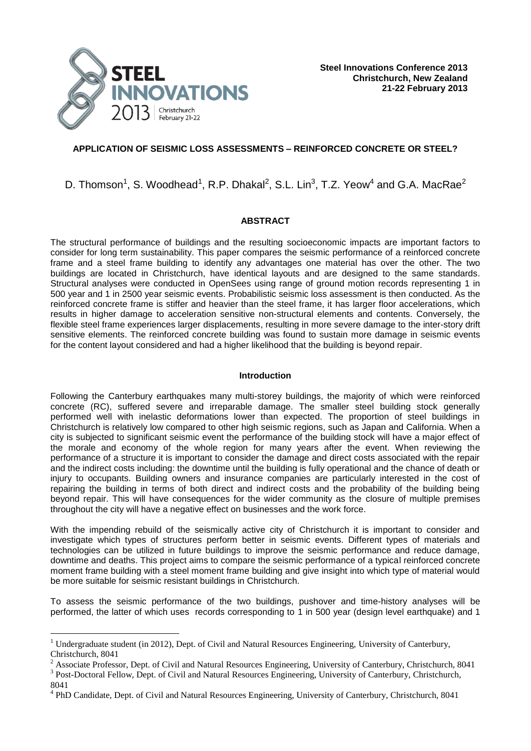**Steel Innovations Conference 2013**
**Christchurch, New Zealand**
**21-22 February 2013**

# APPLICATION OF SEISMIC LOSS ASSESSMENTS – REINFORCED CONCRETE OR STEEL?

D. Thomson[1], S. Woodhead[1], R.P. Dhakal[2], S.L. Lin[3], T.Z. Yeow[4] and G.A. MacRae[2]

## ABSTRACT

The structural performance of buildings and the resulting socioeconomic impacts are important factors to consider for long term sustainability. This paper compares the seismic performance of a reinforced concrete frame and a steel frame building to identify any advantages one material has over the other. The two buildings are located in Christchurch, have identical layouts and are designed to the same standards. Structural analyses were conducted in OpenSees using range of ground motion records representing 1 in 500 year and 1 in 2500 year seismic events. Probabilistic seismic loss assessment is then conducted. As the reinforced concrete frame is stiffer and heavier than the steel frame, it has larger floor accelerations, which results in higher damage to acceleration sensitive non-structural elements and contents. Conversely, the flexible steel frame experiences larger displacements, resulting in more severe damage to the inter-story drift sensitive elements. The reinforced concrete building was found to sustain more damage in seismic events for the content layout considered and had a higher likelihood that the building is beyond repair.

## Introduction

Following the Canterbury earthquakes many multi-storey buildings, the majority of which were reinforced concrete (RC), suffered severe and irreparable damage. The smaller steel building stock generally performed well with inelastic deformations lower than expected. The proportion of steel buildings in Christchurch is relatively low compared to other high seismic regions, such as Japan and California. When a city is subjected to significant seismic event the performance of the building stock will have a major effect of the morale and economy of the whole region for many years after the event. When reviewing the performance of a structure it is important to consider the damage and direct costs associated with the repair and the indirect costs including: the downtime until the building is fully operational and the chance of death or injury to occupants. Building owners and insurance companies are particularly interested in the cost of repairing the building in terms of both direct and indirect costs and the probability of the building being beyond repair. This will have consequences for the wider community as the closure of multiple premises throughout the city will have a negative effect on businesses and the work force.

With the impending rebuild of the seismically active city of Christchurch it is important to consider and investigate which types of structures perform better in seismic events. Different types of materials and technologies can be utilized in future buildings to improve the seismic performance and reduce damage, downtime and deaths. This project aims to compare the seismic performance of a typical reinforced concrete moment frame building with a steel moment frame building and give insight into which type of material would be more suitable for seismic resistant buildings in Christchurch.

To assess the seismic performance of the two buildings, pushover and time-history analyses will be performed, the latter of which uses records corresponding to 1 in 500 year (design level earthquake) and 1

---

[1] Undergraduate student (in 2012), Dept. of Civil and Natural Resources Engineering, University of Canterbury, Christchurch, 8041

[2] Associate Professor, Dept. of Civil and Natural Resources Engineering, University of Canterbury, Christchurch, 8041

[3] Post-Doctoral Fellow, Dept. of Civil and Natural Resources Engineering, University of Canterbury, Christchurch, 8041

[4] PhD Candidate, Dept. of Civil and Natural Resources Engineering, University of Canterbury, Christchurch, 8041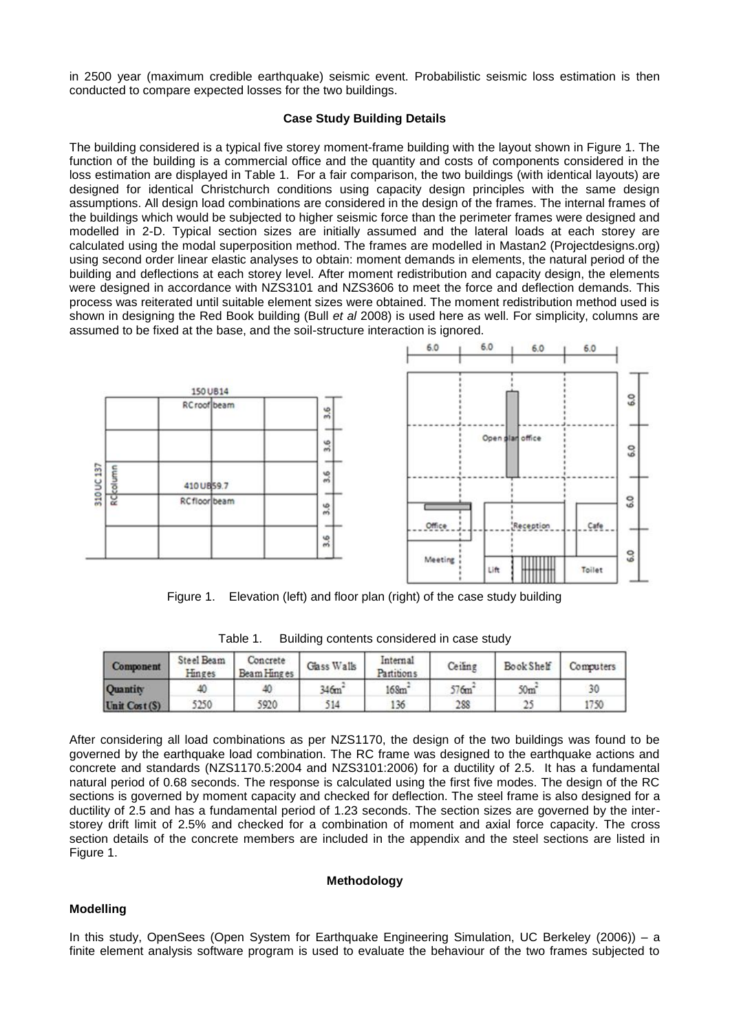in 2500 year (maximum credible earthquake) seismic event. Probabilistic seismic loss estimation is then conducted to compare expected losses for the two buildings.

**Case Study Building Details**

The building considered is a typical five storey moment-frame building with the layout shown in Figure 1. The function of the building is a commercial office and the quantity and costs of components considered in the loss estimation are displayed in Table 1. For a fair comparison, the two buildings (with identical layouts) are designed for identical Christchurch conditions using capacity design principles with the same design assumptions. All design load combinations are considered in the design of the frames. The internal frames of the buildings which would be subjected to higher seismic force than the perimeter frames were designed and modelled in 2-D. Typical section sizes are initially assumed and the lateral loads at each storey are calculated using the modal superposition method. The frames are modelled in Mastan2 (Projectdesigns.org) using second order linear elastic analyses to obtain: moment demands in elements, the natural period of the building and deflections at each storey level. After moment redistribution and capacity design, the elements were designed in accordance with NZS3101 and NZS3606 to meet the force and deflection demands. This process was reiterated until suitable element sizes were obtained. The moment redistribution method used is shown in designing the Red Book building (Bull *et al* 2008) is used here as well. For simplicity, columns are assumed to be fixed at the base, and the soil-structure interaction is ignored.

Figure 1. Elevation (left) and floor plan (right) of the case study building

Table 1. Building contents considered in case study

| Component | Steel Beam Hinges | Concrete Beam Hinges | Glass Walls | Internal Partitions | Ceiling | Book Shelf | Computers |
|---|---|---|---|---|---|---|---|
| Quantity | 40 | 40 | 346m$^2$ | 168m$^2$ | 576m$^2$ | 50m$^2$ | 30 |
| Unit Cost ($) | 5250 | 5920 | 514 | 136 | 288 | 25 | 1750 |

After considering all load combinations as per NZS1170, the design of the two buildings was found to be governed by the earthquake load combination. The RC frame was designed to the earthquake actions and concrete and standards (NZS1170.5:2004 and NZS3101:2006) for a ductility of 2.5. It has a fundamental natural period of 0.68 seconds. The response is calculated using the first five modes. The design of the RC sections is governed by moment capacity and checked for deflection. The steel frame is also designed for a ductility of 2.5 and has a fundamental period of 1.23 seconds. The section sizes are governed by the inter-storey drift limit of 2.5% and checked for a combination of moment and axial force capacity. The cross section details of the concrete members are included in the appendix and the steel sections are listed in Figure 1.

**Methodology**

**Modelling**

In this study, OpenSees (Open System for Earthquake Engineering Simulation, UC Berkeley (2006)) – a finite element analysis software program is used to evaluate the behaviour of the two frames subjected to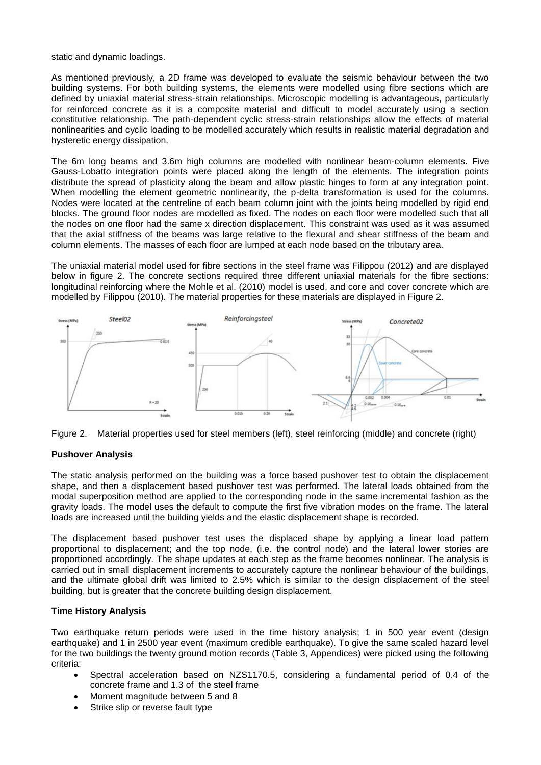static and dynamic loadings.

As mentioned previously, a 2D frame was developed to evaluate the seismic behaviour between the two building systems. For both building systems, the elements were modelled using fibre sections which are defined by uniaxial material stress-strain relationships. Microscopic modelling is advantageous, particularly for reinforced concrete as it is a composite material and difficult to model accurately using a section constitutive relationship. The path-dependent cyclic stress-strain relationships allow the effects of material nonlinearities and cyclic loading to be modelled accurately which results in realistic material degradation and hysteretic energy dissipation.

The 6m long beams and 3.6m high columns are modelled with nonlinear beam-column elements. Five Gauss-Lobatto integration points were placed along the length of the elements. The integration points distribute the spread of plasticity along the beam and allow plastic hinges to form at any integration point. When modelling the element geometric nonlinearity, the p-delta transformation is used for the columns. Nodes were located at the centreline of each beam column joint with the joints being modelled by rigid end blocks. The ground floor nodes are modelled as fixed. The nodes on each floor were modelled such that all the nodes on one floor had the same x direction displacement. This constraint was used as it was assumed that the axial stiffness of the beams was large relative to the flexural and shear stiffness of the beam and column elements. The masses of each floor are lumped at each node based on the tributary area.

The uniaxial material model used for fibre sections in the steel frame was Filippou (2012) and are displayed below in figure 2. The concrete sections required three different uniaxial materials for the fibre sections: longitudinal reinforcing where the Mohle et al. (2010) model is used, and core and cover concrete which are modelled by Filippou (2010). The material properties for these materials are displayed in Figure 2.

Figure 2. Material properties used for steel members (left), steel reinforcing (middle) and concrete (right)

**Pushover Analysis**

The static analysis performed on the building was a force based pushover test to obtain the displacement shape, and then a displacement based pushover test was performed. The lateral loads obtained from the modal superposition method are applied to the corresponding node in the same incremental fashion as the gravity loads. The model uses the default to compute the first five vibration modes on the frame. The lateral loads are increased until the building yields and the elastic displacement shape is recorded.

The displacement based pushover test uses the displaced shape by applying a linear load pattern proportional to displacement; and the top node, (i.e. the control node) and the lateral lower stories are proportioned accordingly. The shape updates at each step as the frame becomes nonlinear. The analysis is carried out in small displacement increments to accurately capture the nonlinear behaviour of the buildings, and the ultimate global drift was limited to 2.5% which is similar to the design displacement of the steel building, but is greater that the concrete building design displacement.

**Time History Analysis**

Two earthquake return periods were used in the time history analysis; 1 in 500 year event (design earthquake) and 1 in 2500 year event (maximum credible earthquake). To give the same scaled hazard level for the two buildings the twenty ground motion records (Table 3, Appendices) were picked using the following criteria:

- Spectral acceleration based on NZS1170.5, considering a fundamental period of 0.4 of the concrete frame and 1.3 of the steel frame
- Moment magnitude between 5 and 8
- Strike slip or reverse fault type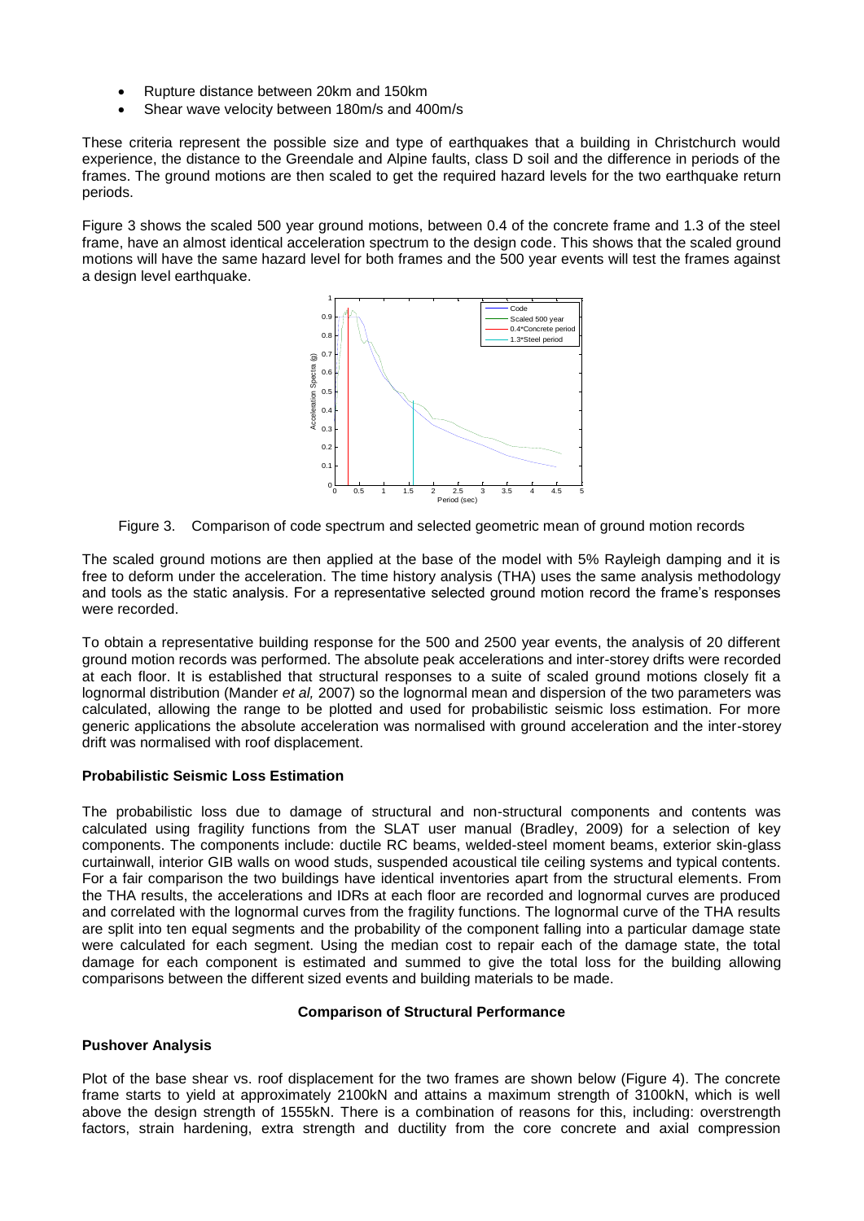- Rupture distance between 20km and 150km
- Shear wave velocity between 180m/s and 400m/s

These criteria represent the possible size and type of earthquakes that a building in Christchurch would experience, the distance to the Greendale and Alpine faults, class D soil and the difference in periods of the frames. The ground motions are then scaled to get the required hazard levels for the two earthquake return periods.

Figure 3 shows the scaled 500 year ground motions, between 0.4 of the concrete frame and 1.3 of the steel frame, have an almost identical acceleration spectrum to the design code. This shows that the scaled ground motions will have the same hazard level for both frames and the 500 year events will test the frames against a design level earthquake.

Figure 3. Comparison of code spectrum and selected geometric mean of ground motion records

The scaled ground motions are then applied at the base of the model with 5% Rayleigh damping and it is free to deform under the acceleration. The time history analysis (THA) uses the same analysis methodology and tools as the static analysis. For a representative selected ground motion record the frame's responses were recorded.

To obtain a representative building response for the 500 and 2500 year events, the analysis of 20 different ground motion records was performed. The absolute peak accelerations and inter-storey drifts were recorded at each floor. It is established that structural responses to a suite of scaled ground motions closely fit a lognormal distribution (Mander *et al,* 2007) so the lognormal mean and dispersion of the two parameters was calculated, allowing the range to be plotted and used for probabilistic seismic loss estimation. For more generic applications the absolute acceleration was normalised with ground acceleration and the inter-storey drift was normalised with roof displacement.

**Probabilistic Seismic Loss Estimation**

The probabilistic loss due to damage of structural and non-structural components and contents was calculated using fragility functions from the SLAT user manual (Bradley, 2009) for a selection of key components. The components include: ductile RC beams, welded-steel moment beams, exterior skin-glass curtainwall, interior GIB walls on wood studs, suspended acoustical tile ceiling systems and typical contents. For a fair comparison the two buildings have identical inventories apart from the structural elements. From the THA results, the accelerations and IDRs at each floor are recorded and lognormal curves are produced and correlated with the lognormal curves from the fragility functions. The lognormal curve of the THA results are split into ten equal segments and the probability of the component falling into a particular damage state were calculated for each segment. Using the median cost to repair each of the damage state, the total damage for each component is estimated and summed to give the total loss for the building allowing comparisons between the different sized events and building materials to be made.

**Comparison of Structural Performance**

**Pushover Analysis**

Plot of the base shear vs. roof displacement for the two frames are shown below (Figure 4). The concrete frame starts to yield at approximately 2100kN and attains a maximum strength of 3100kN, which is well above the design strength of 1555kN. There is a combination of reasons for this, including: overstrength factors, strain hardening, extra strength and ductility from the core concrete and axial compression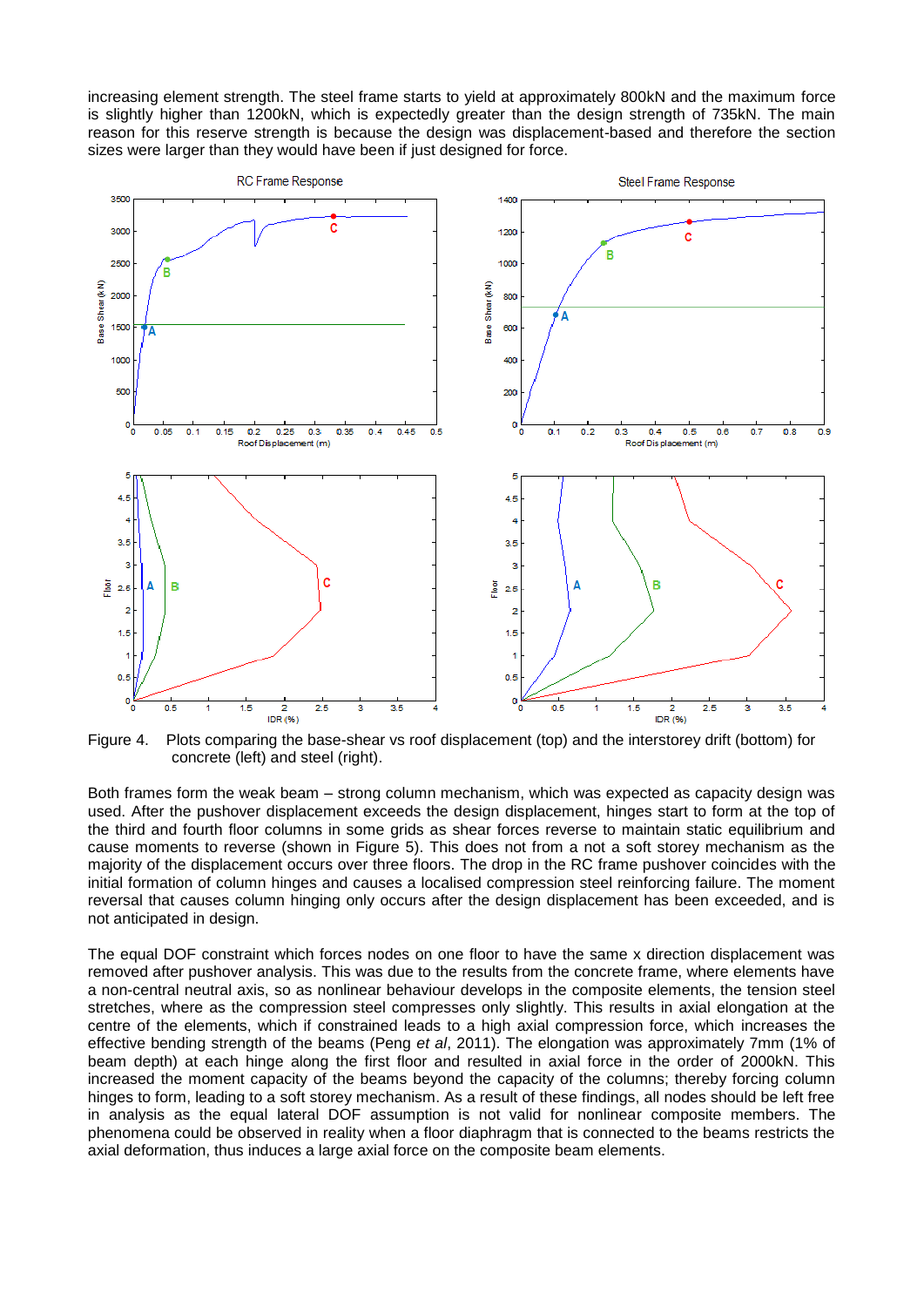increasing element strength. The steel frame starts to yield at approximately 800kN and the maximum force is slightly higher than 1200kN, which is expectedly greater than the design strength of 735kN. The main reason for this reserve strength is because the design was displacement-based and therefore the section sizes were larger than they would have been if just designed for force.

Figure 4. Plots comparing the base-shear vs roof displacement (top) and the interstorey drift (bottom) for concrete (left) and steel (right).

Both frames form the weak beam – strong column mechanism, which was expected as capacity design was used. After the pushover displacement exceeds the design displacement, hinges start to form at the top of the third and fourth floor columns in some grids as shear forces reverse to maintain static equilibrium and cause moments to reverse (shown in Figure 5). This does not from a not a soft storey mechanism as the majority of the displacement occurs over three floors. The drop in the RC frame pushover coincides with the initial formation of column hinges and causes a localised compression steel reinforcing failure. The moment reversal that causes column hinging only occurs after the design displacement has been exceeded, and is not anticipated in design.

The equal DOF constraint which forces nodes on one floor to have the same x direction displacement was removed after pushover analysis. This was due to the results from the concrete frame, where elements have a non-central neutral axis, so as nonlinear behaviour develops in the composite elements, the tension steel stretches, where as the compression steel compresses only slightly. This results in axial elongation at the centre of the elements, which if constrained leads to a high axial compression force, which increases the effective bending strength of the beams (Peng *et al*, 2011). The elongation was approximately 7mm (1% of beam depth) at each hinge along the first floor and resulted in axial force in the order of 2000kN. This increased the moment capacity of the beams beyond the capacity of the columns; thereby forcing column hinges to form, leading to a soft storey mechanism. As a result of these findings, all nodes should be left free in analysis as the equal lateral DOF assumption is not valid for nonlinear composite members. The phenomena could be observed in reality when a floor diaphragm that is connected to the beams restricts the axial deformation, thus induces a large axial force on the composite beam elements.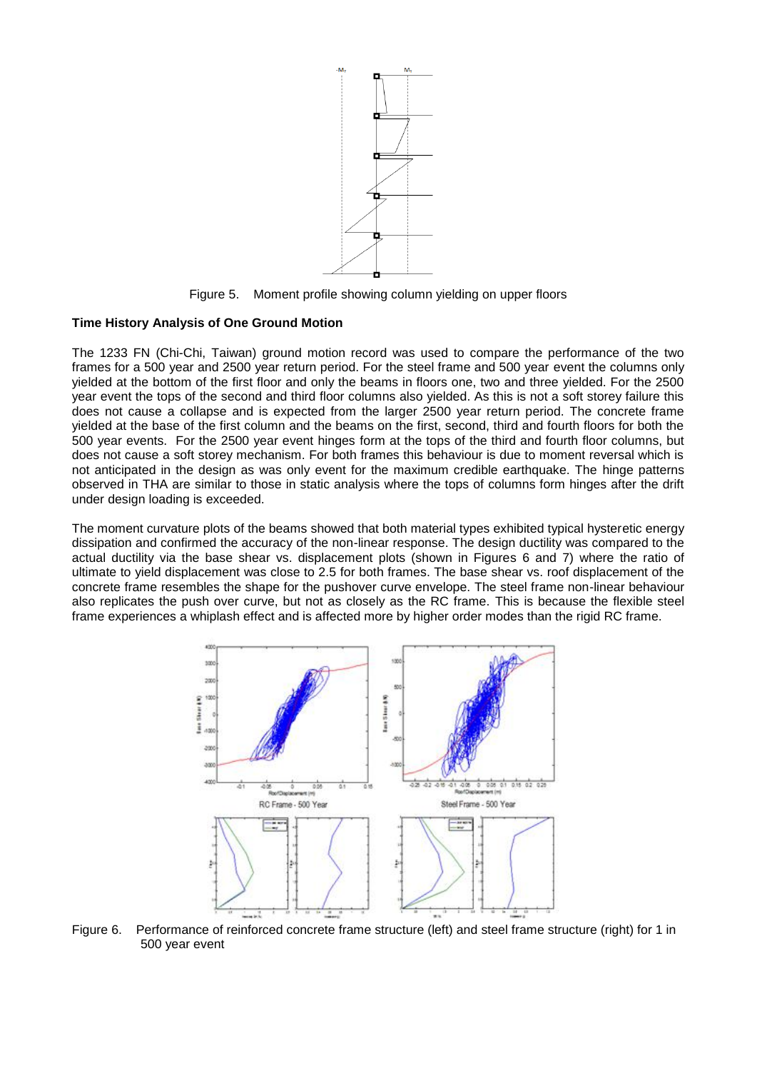Figure 5. Moment profile showing column yielding on upper floors

**Time History Analysis of One Ground Motion**

The 1233 FN (Chi-Chi, Taiwan) ground motion record was used to compare the performance of the two frames for a 500 year and 2500 year return period. For the steel frame and 500 year event the columns only yielded at the bottom of the first floor and only the beams in floors one, two and three yielded. For the 2500 year event the tops of the second and third floor columns also yielded. As this is not a soft storey failure this does not cause a collapse and is expected from the larger 2500 year return period. The concrete frame yielded at the base of the first column and the beams on the first, second, third and fourth floors for both the 500 year events. For the 2500 year event hinges form at the tops of the third and fourth floor columns, but does not cause a soft storey mechanism. For both frames this behaviour is due to moment reversal which is not anticipated in the design as was only event for the maximum credible earthquake. The hinge patterns observed in THA are similar to those in static analysis where the tops of columns form hinges after the drift under design loading is exceeded.

The moment curvature plots of the beams showed that both material types exhibited typical hysteretic energy dissipation and confirmed the accuracy of the non-linear response. The design ductility was compared to the actual ductility via the base shear vs. displacement plots (shown in Figures 6 and 7) where the ratio of ultimate to yield displacement was close to 2.5 for both frames. The base shear vs. roof displacement of the concrete frame resembles the shape for the pushover curve envelope. The steel frame non-linear behaviour also replicates the push over curve, but not as closely as the RC frame. This is because the flexible steel frame experiences a whiplash effect and is affected more by higher order modes than the rigid RC frame.

Figure 6. Performance of reinforced concrete frame structure (left) and steel frame structure (right) for 1 in 500 year event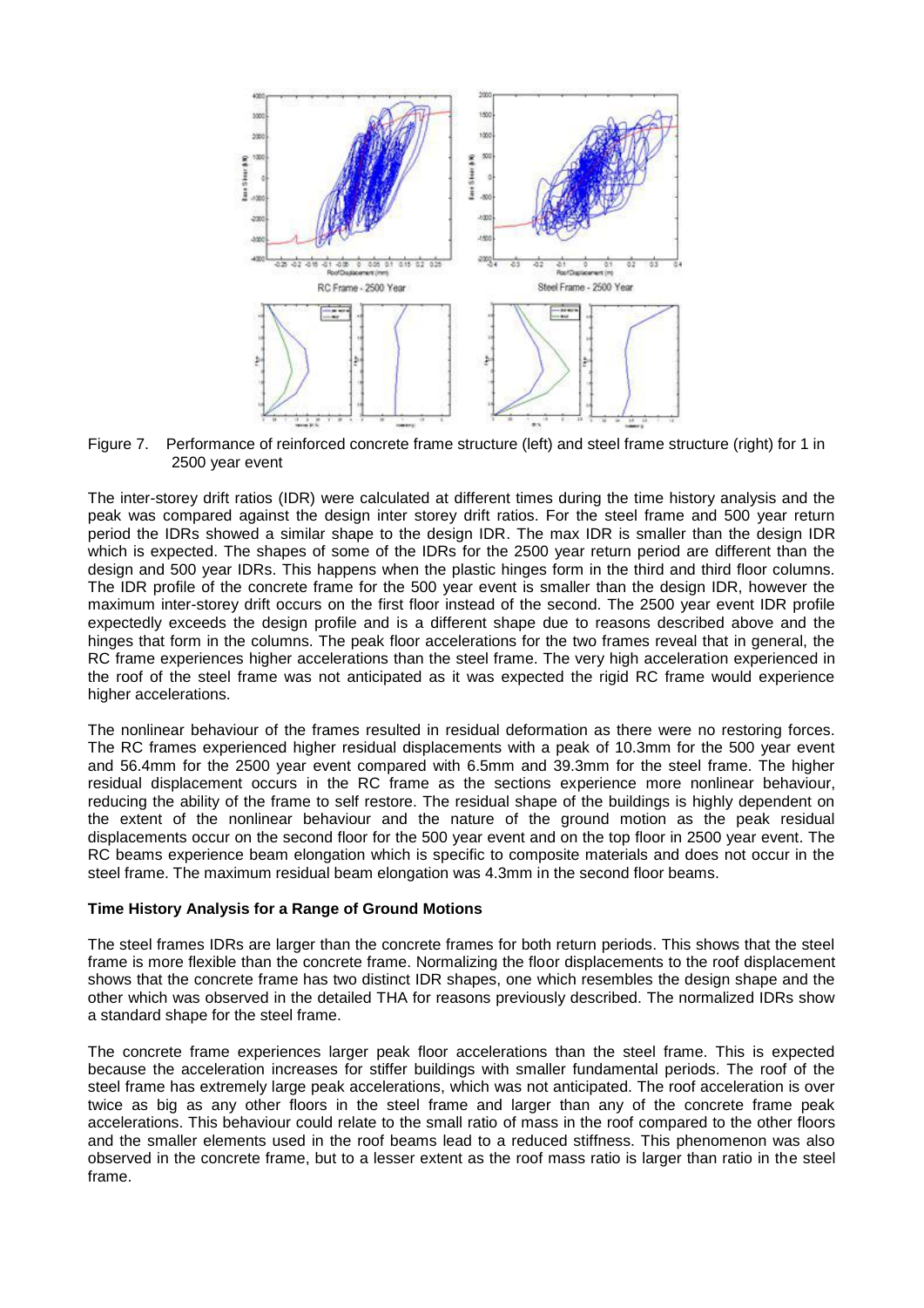Figure 7. Performance of reinforced concrete frame structure (left) and steel frame structure (right) for 1 in 2500 year event

The inter-storey drift ratios (IDR) were calculated at different times during the time history analysis and the peak was compared against the design inter storey drift ratios. For the steel frame and 500 year return period the IDRs showed a similar shape to the design IDR. The max IDR is smaller than the design IDR which is expected. The shapes of some of the IDRs for the 2500 year return period are different than the design and 500 year IDRs. This happens when the plastic hinges form in the third and third floor columns. The IDR profile of the concrete frame for the 500 year event is smaller than the design IDR, however the maximum inter-storey drift occurs on the first floor instead of the second. The 2500 year event IDR profile expectedly exceeds the design profile and is a different shape due to reasons described above and the hinges that form in the columns. The peak floor accelerations for the two frames reveal that in general, the RC frame experiences higher accelerations than the steel frame. The very high acceleration experienced in the roof of the steel frame was not anticipated as it was expected the rigid RC frame would experience higher accelerations.

The nonlinear behaviour of the frames resulted in residual deformation as there were no restoring forces. The RC frames experienced higher residual displacements with a peak of 10.3mm for the 500 year event and 56.4mm for the 2500 year event compared with 6.5mm and 39.3mm for the steel frame. The higher residual displacement occurs in the RC frame as the sections experience more nonlinear behaviour, reducing the ability of the frame to self restore. The residual shape of the buildings is highly dependent on the extent of the nonlinear behaviour and the nature of the ground motion as the peak residual displacements occur on the second floor for the 500 year event and on the top floor in 2500 year event. The RC beams experience beam elongation which is specific to composite materials and does not occur in the steel frame. The maximum residual beam elongation was 4.3mm in the second floor beams.

**Time History Analysis for a Range of Ground Motions**

The steel frames IDRs are larger than the concrete frames for both return periods. This shows that the steel frame is more flexible than the concrete frame. Normalizing the floor displacements to the roof displacement shows that the concrete frame has two distinct IDR shapes, one which resembles the design shape and the other which was observed in the detailed THA for reasons previously described. The normalized IDRs show a standard shape for the steel frame.

The concrete frame experiences larger peak floor accelerations than the steel frame. This is expected because the acceleration increases for stiffer buildings with smaller fundamental periods. The roof of the steel frame has extremely large peak accelerations, which was not anticipated. The roof acceleration is over twice as big as any other floors in the steel frame and larger than any of the concrete frame peak accelerations. This behaviour could relate to the small ratio of mass in the roof compared to the other floors and the smaller elements used in the roof beams lead to a reduced stiffness. This phenomenon was also observed in the concrete frame, but to a lesser extent as the roof mass ratio is larger than ratio in the steel frame.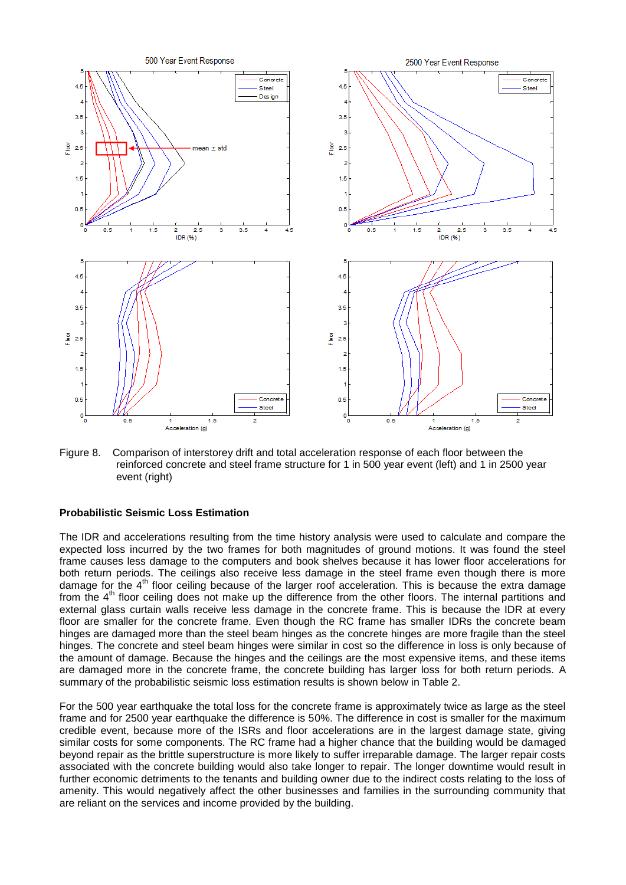Figure 8. Comparison of interstorey drift and total acceleration response of each floor between the reinforced concrete and steel frame structure for 1 in 500 year event (left) and 1 in 2500 year event (right)

**Probabilistic Seismic Loss Estimation**

The IDR and accelerations resulting from the time history analysis were used to calculate and compare the expected loss incurred by the two frames for both magnitudes of ground motions. It was found the steel frame causes less damage to the computers and book shelves because it has lower floor accelerations for both return periods. The ceilings also receive less damage in the steel frame even though there is more damage for the 4th floor ceiling because of the larger roof acceleration. This is because the extra damage from the 4th floor ceiling does not make up the difference from the other floors. The internal partitions and external glass curtain walls receive less damage in the concrete frame. This is because the IDR at every floor are smaller for the concrete frame. Even though the RC frame has smaller IDRs the concrete beam hinges are damaged more than the steel beam hinges as the concrete hinges are more fragile than the steel hinges. The concrete and steel beam hinges were similar in cost so the difference in loss is only because of the amount of damage. Because the hinges and the ceilings are the most expensive items, and these items are damaged more in the concrete frame, the concrete building has larger loss for both return periods. A summary of the probabilistic seismic loss estimation results is shown below in Table 2.

For the 500 year earthquake the total loss for the concrete frame is approximately twice as large as the steel frame and for 2500 year earthquake the difference is 50%. The difference in cost is smaller for the maximum credible event, because more of the ISRs and floor accelerations are in the largest damage state, giving similar costs for some components. The RC frame had a higher chance that the building would be damaged beyond repair as the brittle superstructure is more likely to suffer irreparable damage. The larger repair costs associated with the concrete building would also take longer to repair. The longer downtime would result in further economic detriments to the tenants and building owner due to the indirect costs relating to the loss of amenity. This would negatively affect the other businesses and families in the surrounding community that are reliant on the services and income provided by the building.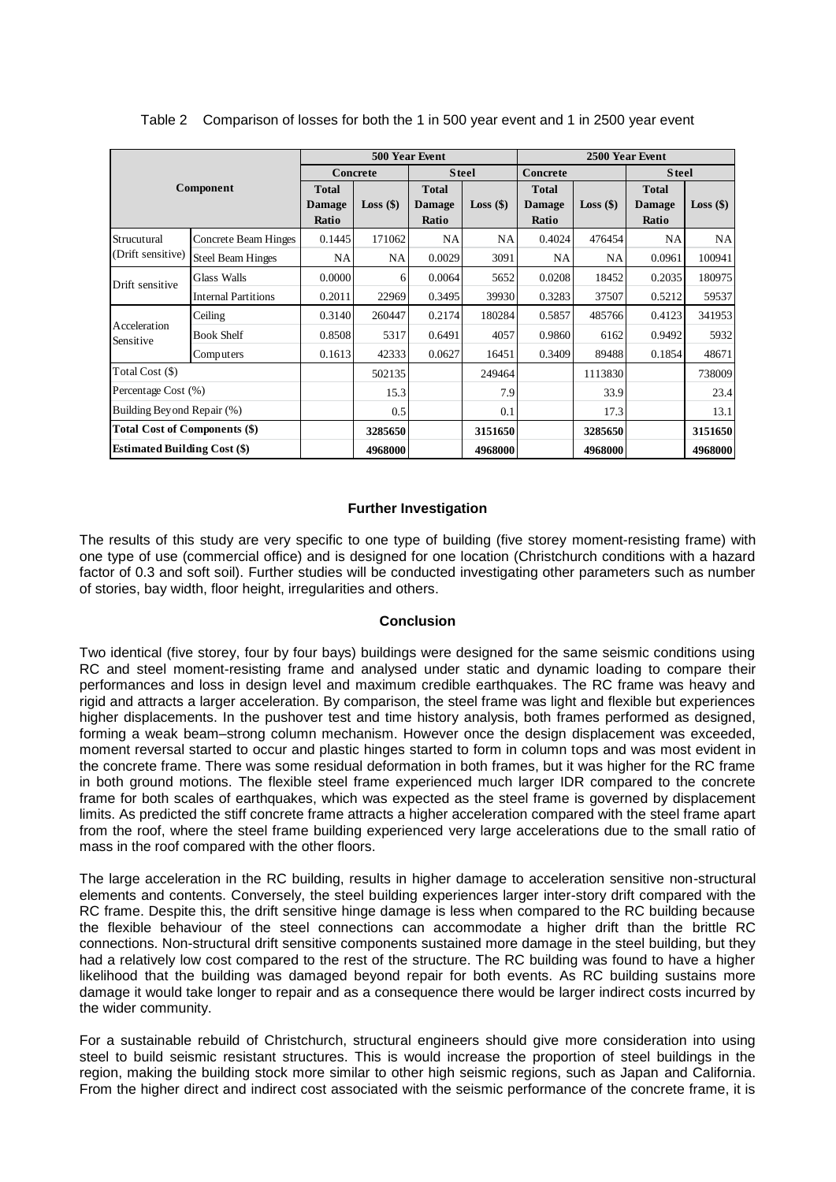Table 2 Comparison of losses for both the 1 in 500 year event and 1 in 2500 year event

| Component | | 500 Year Event | | | | 2500 Year Event | | | |
|---|---|---|---|---|---|---|---|---|---|
| | | Concrete | | Steel | | Concrete | | Steel | |
| | | Total Damage Ratio | Loss ($) | Total Damage Ratio | Loss ($) | Total Damage Ratio | Loss ($) | Total Damage Ratio | Loss ($) |
| Strucutural (Drift sensitive) | Concrete Beam Hinges | 0.1445 | 171062 | NA | NA | 0.4024 | 476454 | NA | NA |
| | Steel Beam Hinges | NA | NA | 0.0029 | 3091 | NA | NA | 0.0961 | 100941 |
| Drift sensitive | Glass Walls | 0.0000 | 6 | 0.0064 | 5652 | 0.0208 | 18452 | 0.2035 | 180975 |
| | Internal Partitions | 0.2011 | 22969 | 0.3495 | 39930 | 0.3283 | 37507 | 0.5212 | 59537 |
| Acceleration Sensitive | Ceiling | 0.3140 | 260447 | 0.2174 | 180284 | 0.5857 | 485766 | 0.4123 | 341953 |
| | Book Shelf | 0.8508 | 5317 | 0.6491 | 4057 | 0.9860 | 6162 | 0.9492 | 5932 |
| | Computers | 0.1613 | 42333 | 0.0627 | 16451 | 0.3409 | 89488 | 0.1854 | 48671 |
| Total Cost ($) | | | 502135 | | 249464 | | 1113830 | | 738009 |
| Percentage Cost (%) | | | 15.3 | | 7.9 | | 33.9 | | 23.4 |
| Building Beyond Repair (%) | | | 0.5 | | 0.1 | | 17.3 | | 13.1 |
| **Total Cost of Components ($)** | | | **3285650** | | **3151650** | | **3285650** | | **3151650** |
| **Estimated Building Cost ($)** | | | **4968000** | | **4968000** | | **4968000** | | **4968000** |

## Further Investigation

The results of this study are very specific to one type of building (five storey moment-resisting frame) with one type of use (commercial office) and is designed for one location (Christchurch conditions with a hazard factor of 0.3 and soft soil). Further studies will be conducted investigating other parameters such as number of stories, bay width, floor height, irregularities and others.

## Conclusion

Two identical (five storey, four by four bays) buildings were designed for the same seismic conditions using RC and steel moment-resisting frame and analysed under static and dynamic loading to compare their performances and loss in design level and maximum credible earthquakes. The RC frame was heavy and rigid and attracts a larger acceleration. By comparison, the steel frame was light and flexible but experiences higher displacements. In the pushover test and time history analysis, both frames performed as designed, forming a weak beam–strong column mechanism. However once the design displacement was exceeded, moment reversal started to occur and plastic hinges started to form in column tops and was most evident in the concrete frame. There was some residual deformation in both frames, but it was higher for the RC frame in both ground motions. The flexible steel frame experienced much larger IDR compared to the concrete frame for both scales of earthquakes, which was expected as the steel frame is governed by displacement limits. As predicted the stiff concrete frame attracts a higher acceleration compared with the steel frame apart from the roof, where the steel frame building experienced very large accelerations due to the small ratio of mass in the roof compared with the other floors.

The large acceleration in the RC building, results in higher damage to acceleration sensitive non-structural elements and contents. Conversely, the steel building experiences larger inter-story drift compared with the RC frame. Despite this, the drift sensitive hinge damage is less when compared to the RC building because the flexible behaviour of the steel connections can accommodate a higher drift than the brittle RC connections. Non-structural drift sensitive components sustained more damage in the steel building, but they had a relatively low cost compared to the rest of the structure. The RC building was found to have a higher likelihood that the building was damaged beyond repair for both events. As RC building sustains more damage it would take longer to repair and as a consequence there would be larger indirect costs incurred by the wider community.

For a sustainable rebuild of Christchurch, structural engineers should give more consideration into using steel to build seismic resistant structures. This is would increase the proportion of steel buildings in the region, making the building stock more similar to other high seismic regions, such as Japan and California. From the higher direct and indirect cost associated with the seismic performance of the concrete frame, it is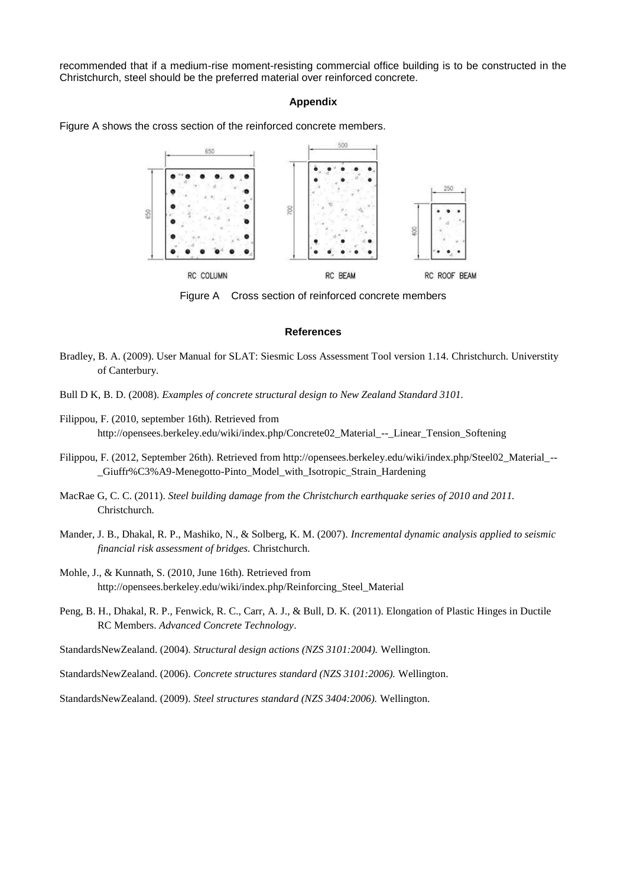recommended that if a medium-rise moment-resisting commercial office building is to be constructed in the Christchurch, steel should be the preferred material over reinforced concrete.

## Appendix

Figure A shows the cross section of the reinforced concrete members.

650

650

RC COLUMN

500

700

RC BEAM

250

400

RC ROOF BEAM

Figure A Cross section of reinforced concrete members

## References

Bradley, B. A. (2009). User Manual for SLAT: Siesmic Loss Assessment Tool version 1.14. Christchurch. Universtity of Canterbury.

Bull D K, B. D. (2008). *Examples of concrete structural design to New Zealand Standard 3101.*

Filippou, F. (2010, september 16th). Retrieved from http://opensees.berkeley.edu/wiki/index.php/Concrete02_Material_--_Linear_Tension_Softening

Filippou, F. (2012, September 26th). Retrieved from http://opensees.berkeley.edu/wiki/index.php/Steel02_Material_--_Giuffr%C3%A9-Menegotto-Pinto_Model_with_Isotropic_Strain_Hardening

MacRae G, C. C. (2011). *Steel building damage from the Christchurch earthquake series of 2010 and 2011.* Christchurch.

Mander, J. B., Dhakal, R. P., Mashiko, N., & Solberg, K. M. (2007). *Incremental dynamic analysis applied to seismic financial risk assessment of bridges.* Christchurch.

Mohle, J., & Kunnath, S. (2010, June 16th). Retrieved from http://opensees.berkeley.edu/wiki/index.php/Reinforcing_Steel_Material

Peng, B. H., Dhakal, R. P., Fenwick, R. C., Carr, A. J., & Bull, D. K. (2011). Elongation of Plastic Hinges in Ductile RC Members. *Advanced Concrete Technology*.

StandardsNewZealand. (2004). *Structural design actions (NZS 3101:2004).* Wellington.

StandardsNewZealand. (2006). *Concrete structures standard (NZS 3101:2006).* Wellington.

StandardsNewZealand. (2009). *Steel structures standard (NZS 3404:2006).* Wellington.